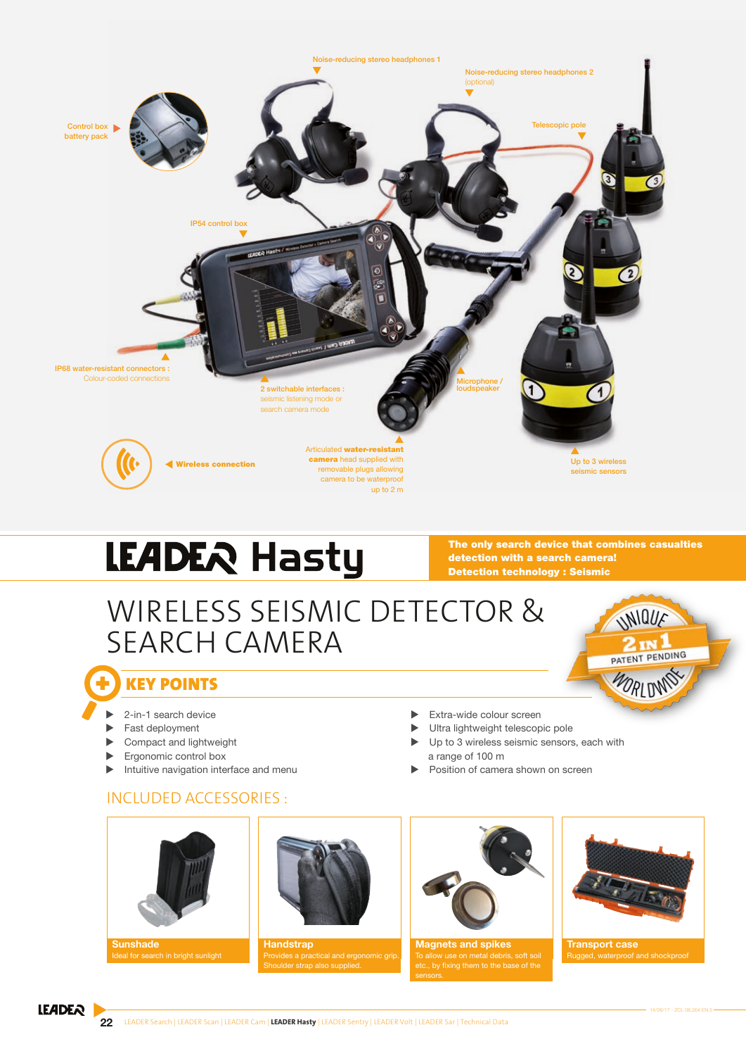Noise-reducing stereo headphones 1

Noise-reducing stereo headphones 2 (optional)

Telescopic pole

Control box battery pack

IP54 control box

IP68 water-resistant connectors : Colour-coded connections

2 switchable interfaces : seismic listening mode or search camera mode

Microphone / loudspeaker

Wireless connection

Articulated **water-resistant camera** head supplied with removable plugs allowing camera to be waterproof up to 2 m

Up to 3 wireless seismic sensors

# LEADER Hasty

**The only search device that combines casualties detection with a search camera!**
**Detection technology : Seismic**

## WIRELESS SEISMIC DETECTOR & SEARCH CAMERA

UNIQUE 2 IN 1 PATENT PENDING WORLDWIDE

### KEY POINTS

- 2-in-1 search device
- Fast deployment
- Compact and lightweight
- Ergonomic control box
- Intuitive navigation interface and menu
- Extra-wide colour screen
- Ultra lightweight telescopic pole
- Up to 3 wireless seismic sensors, each with a range of 100 m
- Position of camera shown on screen

### INCLUDED ACCESSORIES :

**Sunshade**
Ideal for search in bright sunlight

**Handstrap**
Provides a practical and ergonomic grip. Shoulder strap also supplied.

**Magnets and spikes**
To allow use on metal debris, soft soil etc., by fixing them to the base of the sensors.

**Transport case**
Rugged, waterproof and shockproof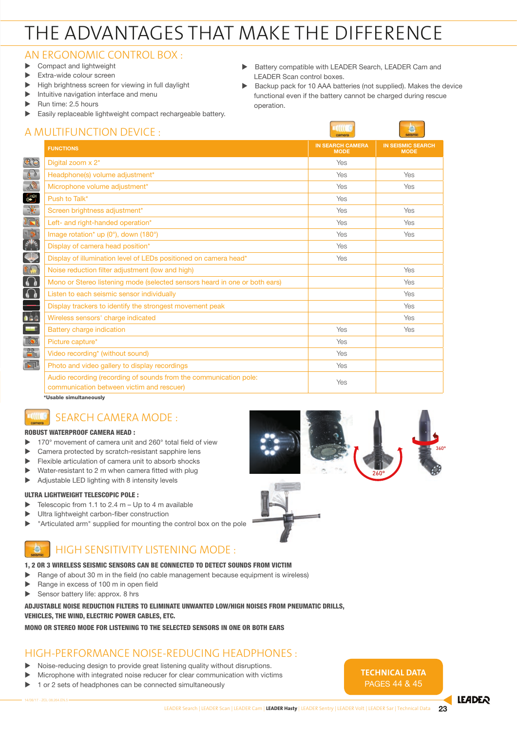# THE ADVANTAGES THAT MAKE THE DIFFERENCE

## AN ERGONOMIC CONTROL BOX :

- Compact and lightweight
- Extra-wide colour screen
- High brightness screen for viewing in full daylight
- Intuitive navigation interface and menu
- Run time: 2.5 hours
- Easily replaceable lightweight compact rechargeable battery.
- Battery compatible with LEADER Search, LEADER Cam and LEADER Scan control boxes.
- Backup pack for 10 AAA batteries (not supplied). Makes the device functional even if the battery cannot be charged during rescue operation.

## A MULTIFUNCTION DEVICE :

| FUNCTIONS | IN SEARCH CAMERA MODE | IN SEISMIC SEARCH MODE |
|---|---|---|
| Digital zoom x 2* | Yes | |
| Headphone(s) volume adjustment* | Yes | Yes |
| Microphone volume adjustment* | Yes | Yes |
| Push to Talk* | Yes | |
| Screen brightness adjustment* | Yes | Yes |
| Left- and right-handed operation* | Yes | Yes |
| Image rotation* up (0°), down (180°) | Yes | Yes |
| Display of camera head position* | Yes | |
| Display of illumination level of LEDs positioned on camera head* | Yes | |
| Noise reduction filter adjustment (low and high) | | Yes |
| Mono or Stereo listening mode (selected sensors heard in one or both ears) | | Yes |
| Listen to each seismic sensor individually | | Yes |
| Display trackers to identify the strongest movement peak | | Yes |
| Wireless sensors' charge indicated | | Yes |
| Battery charge indication | Yes | Yes |
| Picture capture* | Yes | |
| Video recording* (without sound) | Yes | |
| Photo and video gallery to display recordings | Yes | |
| Audio recording (recording of sounds from the communication pole: communication between victim and rescuer) | Yes | |

***Usable simultaneously**

## SEARCH CAMERA MODE :

**ROBUST WATERPROOF CAMERA HEAD :**

- 170° movement of camera unit and 260° total field of view
- Camera protected by scratch-resistant sapphire lens
- Flexible articulation of camera unit to absorb shocks
- Water-resistant to 2 m when camera fitted with plug
- Adjustable LED lighting with 8 intensity levels

**ULTRA LIGHTWEIGHT TELESCOPIC POLE :**

- Telescopic from 1.1 to 2.4 m – Up to 4 m available
- Ultra lightweight carbon-fiber construction
- "Articulated arm" supplied for mounting the control box on the pole

## HIGH SENSITIVITY LISTENING MODE :

**1, 2 OR 3 WIRELESS SEISMIC SENSORS CAN BE CONNECTED TO DETECT SOUNDS FROM VICTIM**

- Range of about 30 m in the field (no cable management because equipment is wireless)
- Range in excess of 100 m in open field
- Sensor battery life: approx. 8 hrs

**ADJUSTABLE NOISE REDUCTION FILTERS TO ELIMINATE UNWANTED LOW/HIGH NOISES FROM PNEUMATIC DRILLS, VEHICLES, THE WIND, ELECTRIC POWER CABLES, ETC.**

**MONO OR STEREO MODE FOR LISTENING TO THE SELECTED SENSORS IN ONE OR BOTH EARS**

## HIGH-PERFORMANCE NOISE-REDUCING HEADPHONES :

- Noise-reducing design to provide great listening quality without disruptions.
- Microphone with integrated noise reducer for clear communication with victims
- 1 or 2 sets of headphones can be connected simultaneously

**TECHNICAL DATA**
PAGES 44 & 45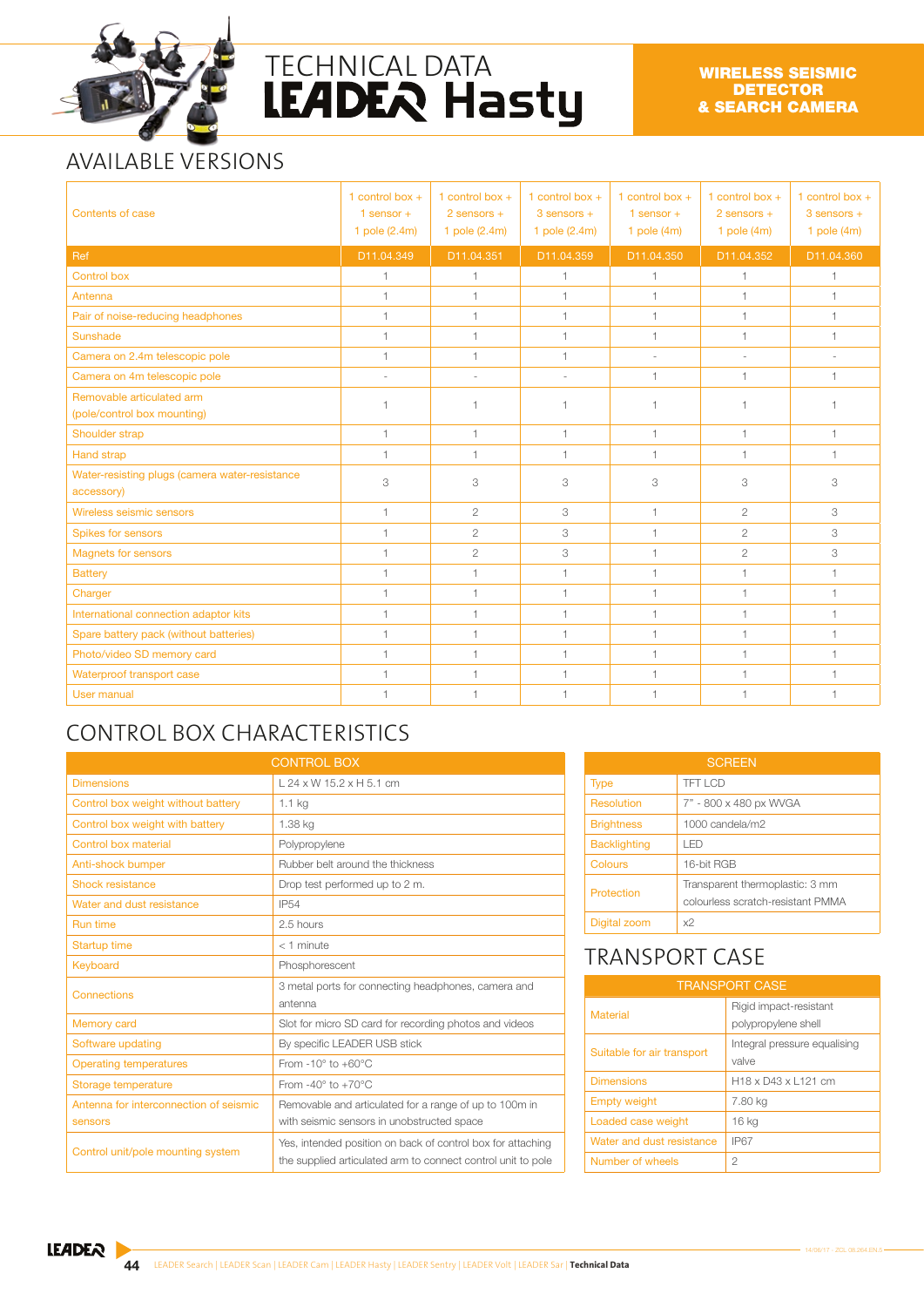# TECHNICAL DATA LEADER Hasty

**WIRELESS SEISMIC DETECTOR & SEARCH CAMERA**

## AVAILABLE VERSIONS

| Contents of case | 1 control box + 1 sensor + 1 pole (2.4m) | 1 control box + 2 sensors + 1 pole (2.4m) | 1 control box + 3 sensors + 1 pole (2.4m) | 1 control box + 1 sensor + 1 pole (4m) | 1 control box + 2 sensors + 1 pole (4m) | 1 control box + 3 sensors + 1 pole (4m) |
|---|---|---|---|---|---|---|
| Ref | D11.04.349 | D11.04.351 | D11.04.359 | D11.04.350 | D11.04.352 | D11.04.360 |
| Control box | 1 | 1 | 1 | 1 | 1 | 1 |
| Antenna | 1 | 1 | 1 | 1 | 1 | 1 |
| Pair of noise-reducing headphones | 1 | 1 | 1 | 1 | 1 | 1 |
| Sunshade | 1 | 1 | 1 | 1 | 1 | 1 |
| Camera on 2.4m telescopic pole | 1 | 1 | 1 | - | - | - |
| Camera on 4m telescopic pole | - | - | - | 1 | 1 | 1 |
| Removable articulated arm (pole/control box mounting) | 1 | 1 | 1 | 1 | 1 | 1 |
| Shoulder strap | 1 | 1 | 1 | 1 | 1 | 1 |
| Hand strap | 1 | 1 | 1 | 1 | 1 | 1 |
| Water-resisting plugs (camera water-resistance accessory) | 3 | 3 | 3 | 3 | 3 | 3 |
| Wireless seismic sensors | 1 | 2 | 3 | 1 | 2 | 3 |
| Spikes for sensors | 1 | 2 | 3 | 1 | 2 | 3 |
| Magnets for sensors | 1 | 2 | 3 | 1 | 2 | 3 |
| Battery | 1 | 1 | 1 | 1 | 1 | 1 |
| Charger | 1 | 1 | 1 | 1 | 1 | 1 |
| International connection adaptor kits | 1 | 1 | 1 | 1 | 1 | 1 |
| Spare battery pack (without batteries) | 1 | 1 | 1 | 1 | 1 | 1 |
| Photo/video SD memory card | 1 | 1 | 1 | 1 | 1 | 1 |
| Waterproof transport case | 1 | 1 | 1 | 1 | 1 | 1 |
| User manual | 1 | 1 | 1 | 1 | 1 | 1 |

## CONTROL BOX CHARACTERISTICS

| CONTROL BOX | |
|---|---|
| Dimensions | L 24 x W 15.2 x H 5.1 cm |
| Control box weight without battery | 1.1 kg |
| Control box weight with battery | 1.38 kg |
| Control box material | Polypropylene |
| Anti-shock bumper | Rubber belt around the thickness |
| Shock resistance | Drop test performed up to 2 m. |
| Water and dust resistance | IP54 |
| Run time | 2.5 hours |
| Startup time | < 1 minute |
| Keyboard | Phosphorescent |
| Connections | 3 metal ports for connecting headphones, camera and antenna |
| Memory card | Slot for micro SD card for recording photos and videos |
| Software updating | By specific LEADER USB stick |
| Operating temperatures | From -10° to +60°C |
| Storage temperature | From -40° to +70°C |
| Antenna for interconnection of seismic sensors | Removable and articulated for a range of up to 100m in with seismic sensors in unobstructed space |
| Control unit/pole mounting system | Yes, intended position on back of control box for attaching the supplied articulated arm to connect control unit to pole |

| SCREEN | |
|---|---|
| Type | TFT LCD |
| Resolution | 7" - 800 x 480 px WVGA |
| Brightness | 1000 candela/m2 |
| Backlighting | LED |
| Colours | 16-bit RGB |
| Protection | Transparent thermoplastic: 3 mm colourless scratch-resistant PMMA |
| Digital zoom | x2 |

## TRANSPORT CASE

| TRANSPORT CASE | |
|---|---|
| Material | Rigid impact-resistant polypropylene shell |
| Suitable for air transport | Integral pressure equalising valve |
| Dimensions | H18 x D43 x L121 cm |
| Empty weight | 7.80 kg |
| Loaded case weight | 16 kg |
| Water and dust resistance | IP67 |
| Number of wheels | 2 |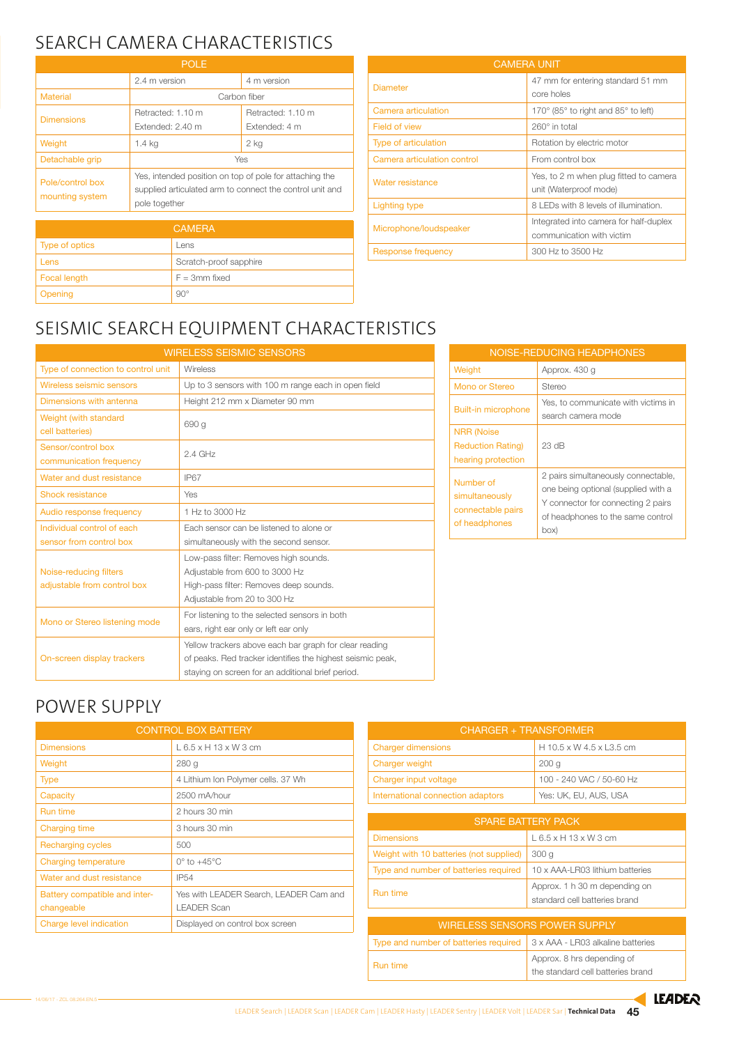# SEARCH CAMERA CHARACTERISTICS

| POLE | | |
|---|---|---|
| | 2.4 m version | 4 m version |
| Material | Carbon fiber | |
| Dimensions | Retracted: 1.10 m<br>Extended: 2.40 m | Retracted: 1.10 m<br>Extended: 4 m |
| Weight | 1.4 kg | 2 kg |
| Detachable grip | Yes | |
| Pole/control box mounting system | Yes, intended position on top of pole for attaching the supplied articulated arm to connect the control unit and pole together | |

| CAMERA | |
|---|---|
| Type of optics | Lens |
| Lens | Scratch-proof sapphire |
| Focal length | F = 3mm fixed |
| Opening | 90° |

| CAMERA UNIT | |
|---|---|
| Diameter | 47 mm for entering standard 51 mm core holes |
| Camera articulation | 170° (85° to right and 85° to left) |
| Field of view | 260° in total |
| Type of articulation | Rotation by electric motor |
| Camera articulation control | From control box |
| Water resistance | Yes, to 2 m when plug fitted to camera unit (Waterproof mode) |
| Lighting type | 8 LEDs with 8 levels of illumination. |
| Microphone/loudspeaker | Integrated into camera for half-duplex communication with victim |
| Response frequency | 300 Hz to 3500 Hz |

# SEISMIC SEARCH EQUIPMENT CHARACTERISTICS

| WIRELESS SEISMIC SENSORS | |
|---|---|
| Type of connection to control unit | Wireless |
| Wireless seismic sensors | Up to 3 sensors with 100 m range each in open field |
| Dimensions with antenna | Height 212 mm x Diameter 90 mm |
| Weight (with standard cell batteries) | 690 g |
| Sensor/control box communication frequency | 2.4 GHz |
| Water and dust resistance | IP67 |
| Shock resistance | Yes |
| Audio response frequency | 1 Hz to 3000 Hz |
| Individual control of each sensor from control box | Each sensor can be listened to alone or simultaneously with the second sensor. |
| Noise-reducing filters adjustable from control box | Low-pass filter: Removes high sounds. Adjustable from 600 to 3000 Hz<br>High-pass filter: Removes deep sounds. Adjustable from 20 to 300 Hz |
| Mono or Stereo listening mode | For listening to the selected sensors in both ears, right ear only or left ear only |
| On-screen display trackers | Yellow trackers above each bar graph for clear reading of peaks. Red tracker identifies the highest seismic peak, staying on screen for an additional brief period. |

| NOISE-REDUCING HEADPHONES | |
|---|---|
| Weight | Approx. 430 g |
| Mono or Stereo | Stereo |
| Built-in microphone | Yes, to communicate with victims in search camera mode |
| NRR (Noise Reduction Rating) hearing protection | 23 dB |
| Number of simultaneously connectable pairs of headphones | 2 pairs simultaneously connectable, one being optional (supplied with a Y connector for connecting 2 pairs of headphones to the same control box) |

# POWER SUPPLY

| CONTROL BOX BATTERY | |
|---|---|
| Dimensions | L 6.5 x H 13 x W 3 cm |
| Weight | 280 g |
| Type | 4 Lithium Ion Polymer cells. 37 Wh |
| Capacity | 2500 mA/hour |
| Run time | 2 hours 30 min |
| Charging time | 3 hours 30 min |
| Recharging cycles | 500 |
| Charging temperature | 0° to +45°C |
| Water and dust resistance | IP54 |
| Battery compatible and interchangeable | Yes with LEADER Search, LEADER Cam and LEADER Scan |
| Charge level indication | Displayed on control box screen |

| CHARGER + TRANSFORMER | |
|---|---|
| Charger dimensions | H 10.5 x W 4.5 x L3.5 cm |
| Charger weight | 200 g |
| Charger input voltage | 100 - 240 VAC / 50-60 Hz |
| International connection adaptors | Yes: UK, EU, AUS, USA |

| SPARE BATTERY PACK | |
|---|---|
| Dimensions | L 6.5 x H 13 x W 3 cm |
| Weight with 10 batteries (not supplied) | 300 g |
| Type and number of batteries required | 10 x AAA-LR03 lithium batteries |
| Run time | Approx. 1 h 30 m depending on standard cell batteries brand |

| WIRELESS SENSORS POWER SUPPLY | |
|---|---|
| Type and number of batteries required | 3 x AAA - LR03 alkaline batteries |
| Run time | Approx. 8 hrs depending of the standard cell batteries brand |